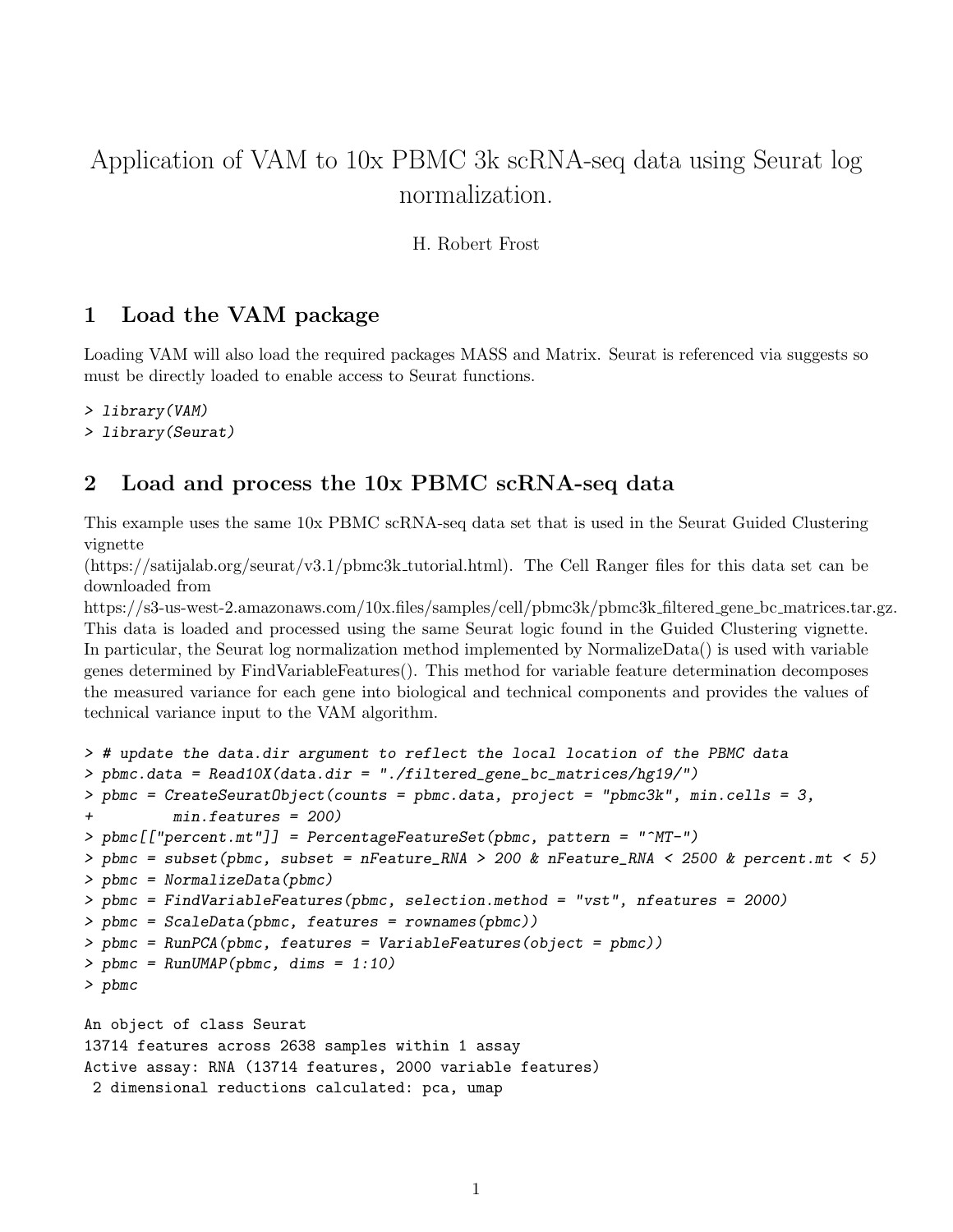# Application of VAM to 10x PBMC 3k scRNA-seq data using Seurat log normalization.

H. Robert Frost

## 1 Load the VAM package

Loading VAM will also load the required packages MASS and Matrix. Seurat is referenced via suggests so must be directly loaded to enable access to Seurat functions.

```
> library(VAM)
> library(Seurat)
```

## 2 Load and process the 10x PBMC scRNA-seq data

This example uses the same 10x PBMC scRNA-seq data set that is used in the Seurat Guided Clustering vignette
(https://satijalab.org/seurat/v3.1/pbmc3k_tutorial.html). The Cell Ranger files for this data set can be downloaded from
https://s3-us-west-2.amazonaws.com/10x.files/samples/cell/pbmc3k/pbmc3k_filtered_gene_bc_matrices.tar.gz.
This data is loaded and processed using the same Seurat logic found in the Guided Clustering vignette. In particular, the Seurat log normalization method implemented by NormalizeData() is used with variable genes determined by FindVariableFeatures(). This method for variable feature determination decomposes the measured variance for each gene into biological and technical components and provides the values of technical variance input to the VAM algorithm.

```
> # update the data.dir argument to reflect the local location of the PBMC data
> pbmc.data = Read10X(data.dir = "./filtered_gene_bc_matrices/hg19/")
> pbmc = CreateSeuratObject(counts = pbmc.data, project = "pbmc3k", min.cells = 3,
+         min.features = 200)
> pbmc[["percent.mt"]] = PercentageFeatureSet(pbmc, pattern = "^MT-")
> pbmc = subset(pbmc, subset = nFeature_RNA > 200 & nFeature_RNA < 2500 & percent.mt < 5)
> pbmc = NormalizeData(pbmc)
> pbmc = FindVariableFeatures(pbmc, selection.method = "vst", nfeatures = 2000)
> pbmc = ScaleData(pbmc, features = rownames(pbmc))
> pbmc = RunPCA(pbmc, features = VariableFeatures(object = pbmc))
> pbmc = RunUMAP(pbmc, dims = 1:10)
> pbmc
```

```
An object of class Seurat
13714 features across 2638 samples within 1 assay
Active assay: RNA (13714 features, 2000 variable features)
 2 dimensional reductions calculated: pca, umap
```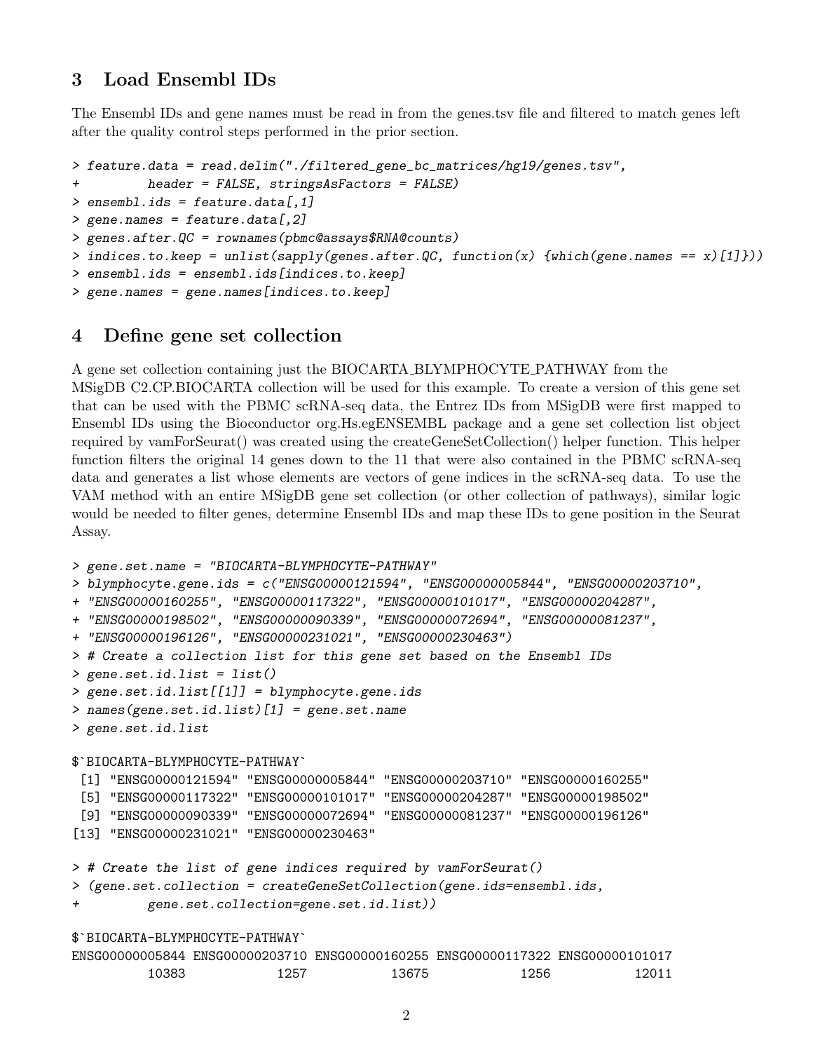## 3 Load Ensembl IDs

The Ensembl IDs and gene names must be read in from the genes.tsv file and filtered to match genes left after the quality control steps performed in the prior section.

```
> feature.data = read.delim("./filtered_gene_bc_matrices/hg19/genes.tsv",
+         header = FALSE, stringsAsFactors = FALSE)
> ensembl.ids = feature.data[,1]
> gene.names = feature.data[,2]
> genes.after.QC = rownames(pbmc@assays$RNA@counts)
> indices.to.keep = unlist(sapply(genes.after.QC, function(x) {which(gene.names == x)[1]}))
> ensembl.ids = ensembl.ids[indices.to.keep]
> gene.names = gene.names[indices.to.keep]
```

## 4 Define gene set collection

A gene set collection containing just the BIOCARTA_BLYMPHOCYTE_PATHWAY from the MSigDB C2.CP.BIOCARTA collection will be used for this example. To create a version of this gene set that can be used with the PBMC scRNA-seq data, the Entrez IDs from MSigDB were first mapped to Ensembl IDs using the Bioconductor org.Hs.egENSEMBL package and a gene set collection list object required by vamForSeurat() was created using the createGeneSetCollection() helper function. This helper function filters the original 14 genes down to the 11 that were also contained in the PBMC scRNA-seq data and generates a list whose elements are vectors of gene indices in the scRNA-seq data. To use the VAM method with an entire MSigDB gene set collection (or other collection of pathways), similar logic would be needed to filter genes, determine Ensembl IDs and map these IDs to gene position in the Seurat Assay.

```
> gene.set.name = "BIOCARTA-BLYMPHOCYTE-PATHWAY"
> blymphocyte.gene.ids = c("ENSG00000121594", "ENSG00000005844", "ENSG00000203710",
+ "ENSG00000160255", "ENSG00000117322", "ENSG00000101017", "ENSG00000204287",
+ "ENSG00000198502", "ENSG00000090339", "ENSG00000072694", "ENSG00000081237",
+ "ENSG00000196126", "ENSG00000231021", "ENSG00000230463")
> # Create a collection list for this gene set based on the Ensembl IDs
> gene.set.id.list = list()
> gene.set.id.list[[1]] = blymphocyte.gene.ids
> names(gene.set.id.list)[1] = gene.set.name
> gene.set.id.list

$`BIOCARTA-BLYMPHOCYTE-PATHWAY`
 [1] "ENSG00000121594" "ENSG00000005844" "ENSG00000203710" "ENSG00000160255"
 [5] "ENSG00000117322" "ENSG00000101017" "ENSG00000204287" "ENSG00000198502"
 [9] "ENSG00000090339" "ENSG00000072694" "ENSG00000081237" "ENSG00000196126"
[13] "ENSG00000231021" "ENSG00000230463"

> # Create the list of gene indices required by vamForSeurat()
> (gene.set.collection = createGeneSetCollection(gene.ids=ensembl.ids,
+         gene.set.collection=gene.set.id.list))

$`BIOCARTA-BLYMPHOCYTE-PATHWAY`
ENSG00000005844 ENSG00000203710 ENSG00000160255 ENSG00000117322 ENSG00000101017
          10383            1257           13675            1256           12011
```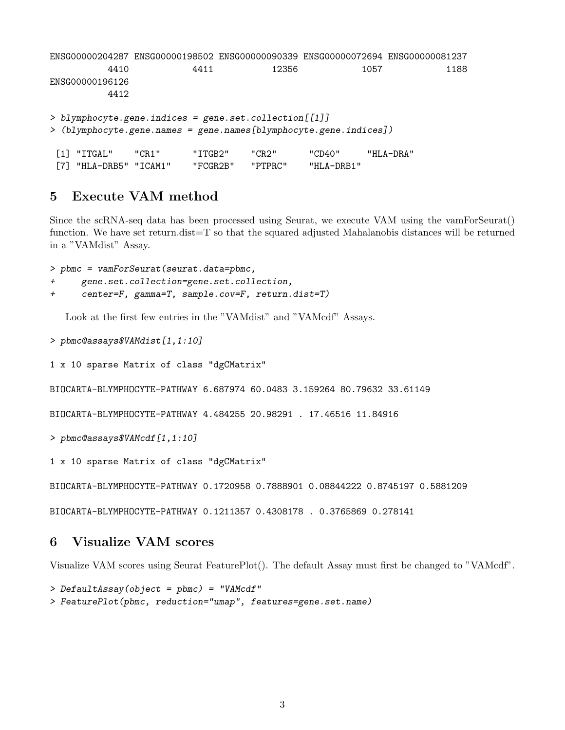```
ENSG00000204287 ENSG00000198502 ENSG00000090339 ENSG00000072694 ENSG00000081237
           4410            4411           12356            1057            1188
ENSG00000196126
           4412
```

```
> blymphocyte.gene.indices = gene.set.collection[[1]]
> (blymphocyte.gene.names = gene.names[blymphocyte.gene.indices])
```

```
 [1] "ITGAL"    "CR1"      "ITGB2"    "CR2"      "CD40"     "HLA-DRA"
 [7] "HLA-DRB5" "ICAM1"    "FCGR2B"   "PTPRC"    "HLA-DRB1"
```

## 5 Execute VAM method

Since the scRNA-seq data has been processed using Seurat, we execute VAM using the vamForSeurat() function. We have set return.dist=T so that the squared adjusted Mahalanobis distances will be returned in a "VAMdist" Assay.

```
> pbmc = vamForSeurat(seurat.data=pbmc,
+     gene.set.collection=gene.set.collection,
+     center=F, gamma=T, sample.cov=F, return.dist=T)
```

Look at the first few entries in the "VAMdist" and "VAMcdf" Assays.

```
> pbmc@assays$VAMdist[1,1:10]
```

```
1 x 10 sparse Matrix of class "dgCMatrix"

BIOCARTA-BLYMPHOCYTE-PATHWAY 6.687974 60.0483 3.159264 80.79632 33.61149

BIOCARTA-BLYMPHOCYTE-PATHWAY 4.484255 20.98291 . 17.46516 11.84916
```

```
> pbmc@assays$VAMcdf[1,1:10]
```

```
1 x 10 sparse Matrix of class "dgCMatrix"

BIOCARTA-BLYMPHOCYTE-PATHWAY 0.1720958 0.7888901 0.08844222 0.8745197 0.5881209

BIOCARTA-BLYMPHOCYTE-PATHWAY 0.1211357 0.4308178 . 0.3765869 0.278141
```

## 6 Visualize VAM scores

Visualize VAM scores using Seurat FeaturePlot(). The default Assay must first be changed to "VAMcdf".

```
> DefaultAssay(object = pbmc) = "VAMcdf"
> FeaturePlot(pbmc, reduction="umap", features=gene.set.name)
```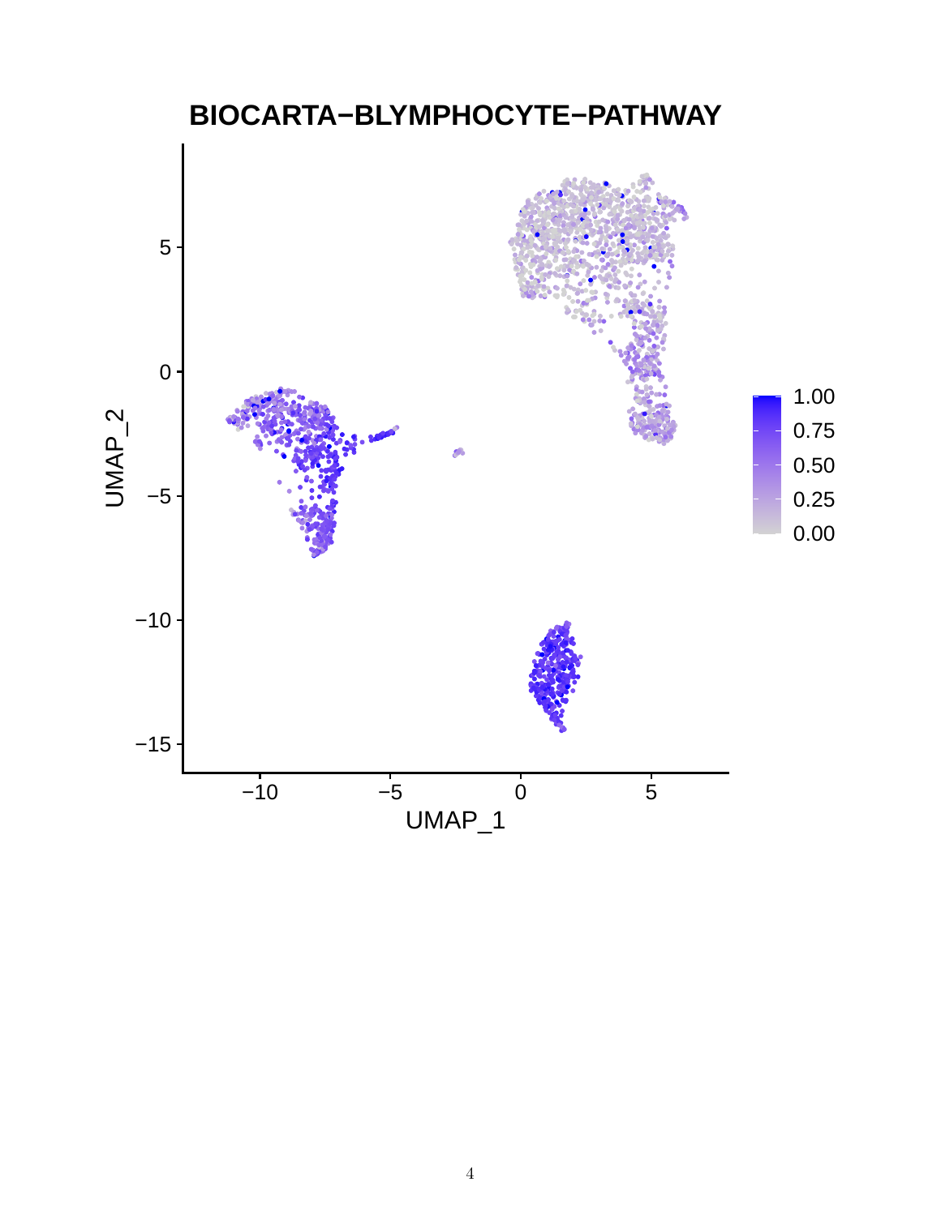BIOCARTA−BLYMPHOCYTE−PATHWAY

UMAP_2

5
0
−5
−10
−15

−10
−5
0
5

UMAP_1

1.00
0.75
0.50
0.25
0.00